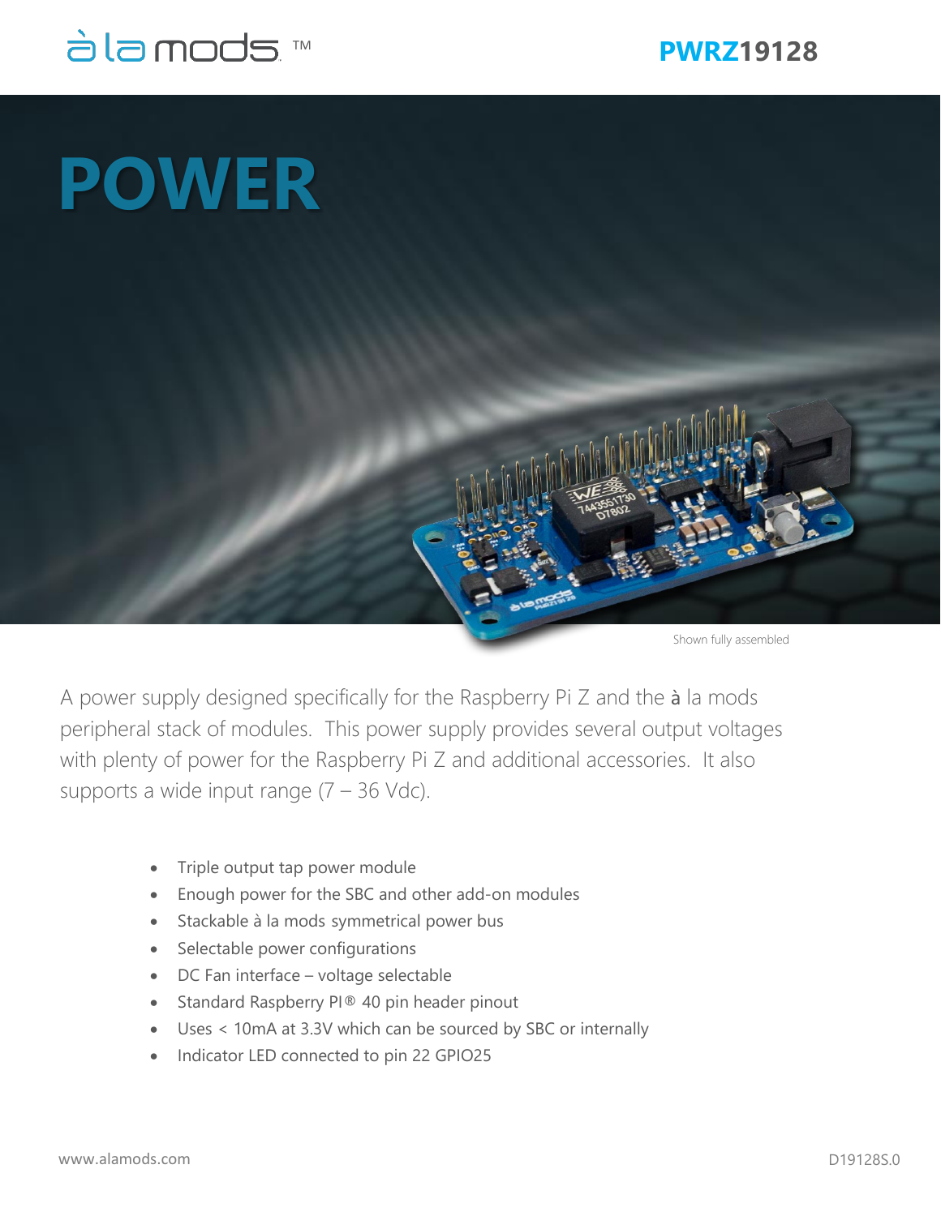à la mods ™

**PWRZ19128**

# POWER

Shown fully assembled

A power supply designed specifically for the Raspberry Pi Z and the **à** la mods peripheral stack of modules. This power supply provides several output voltages with plenty of power for the Raspberry Pi Z and additional accessories. It also supports a wide input range (7 – 36 Vdc).

- Triple output tap power module
- Enough power for the SBC and other add-on modules
- Stackable à la mods symmetrical power bus
- Selectable power configurations
- DC Fan interface – voltage selectable
- Standard Raspberry PI® 40 pin header pinout
- Uses < 10mA at 3.3V which can be sourced by SBC or internally
- Indicator LED connected to pin 22 GPIO25

www.alamods.com

D19128S.0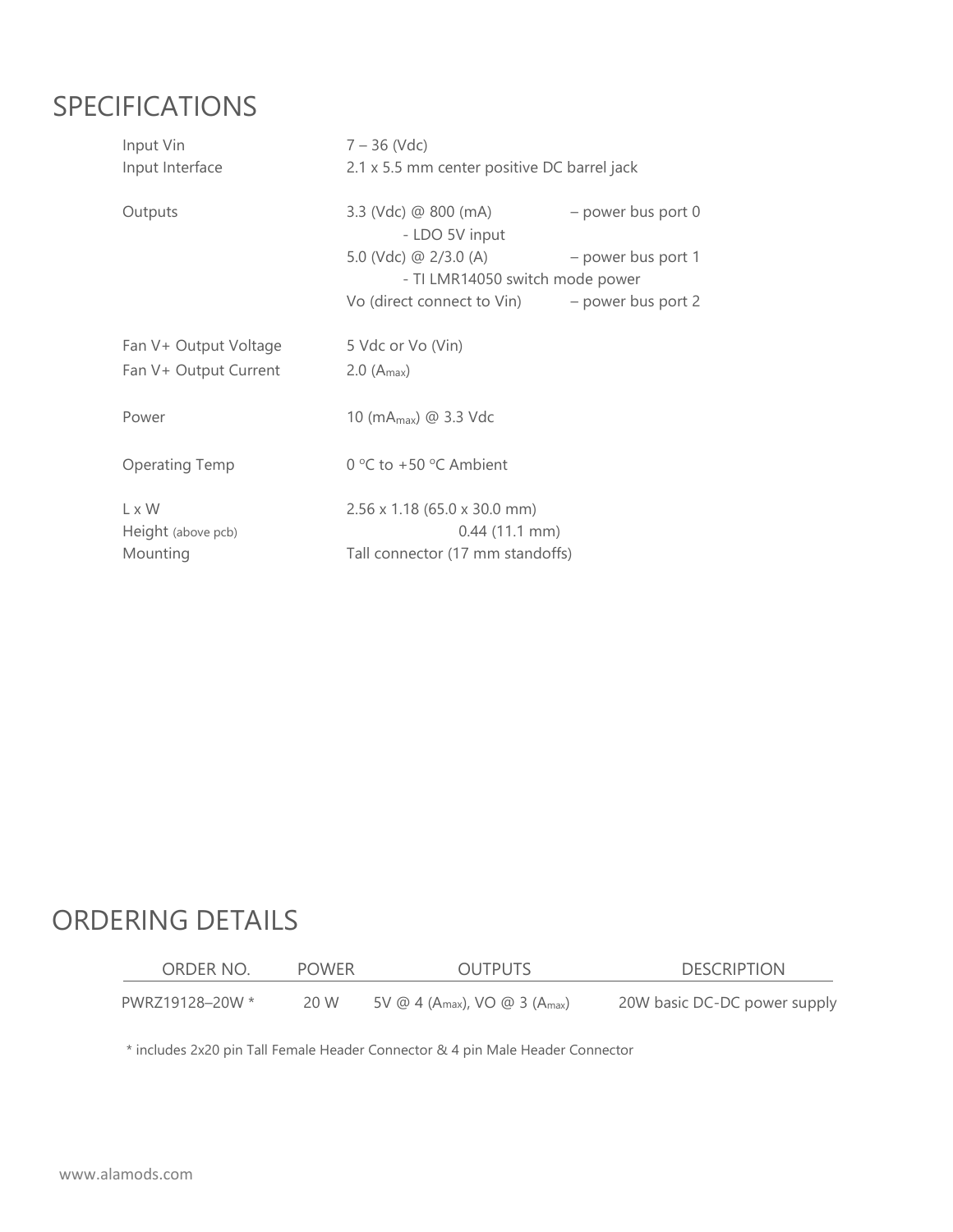# SPECIFICATIONS

| | | |
|---|---|---|
| Input Vin | 7 – 36 (Vdc) | |
| Input Interface | 2.1 x 5.5 mm center positive DC barrel jack | |
| Outputs | 3.3 (Vdc) @ 800 (mA)<br>- LDO 5V input | – power bus port 0 |
| | 5.0 (Vdc) @ 2/3.0 (A)<br>- TI LMR14050 switch mode power | – power bus port 1 |
| | Vo (direct connect to Vin) | – power bus port 2 |
| Fan V+ Output Voltage | 5 Vdc or Vo (Vin) | |
| Fan V+ Output Current | 2.0 ($A_{max}$) | |
| Power | 10 ($mA_{max}$) @ 3.3 Vdc | |
| Operating Temp | 0 °C to +50 °C Ambient | |
| L x W | 2.56 x 1.18 (65.0 x 30.0 mm) | |
| Height (above pcb) | 0.44 (11.1 mm) | |
| Mounting | Tall connector (17 mm standoffs) | |

# ORDERING DETAILS

| ORDER NO. | POWER | OUTPUTS | DESCRIPTION |
|---|---|---|---|
| PWRZ19128–20W * | 20 W | 5V @ 4 ($A_{max}$), VO @ 3 ($A_{max}$) | 20W basic DC-DC power supply |

* includes 2x20 pin Tall Female Header Connector & 4 pin Male Header Connector

www.alamods.com